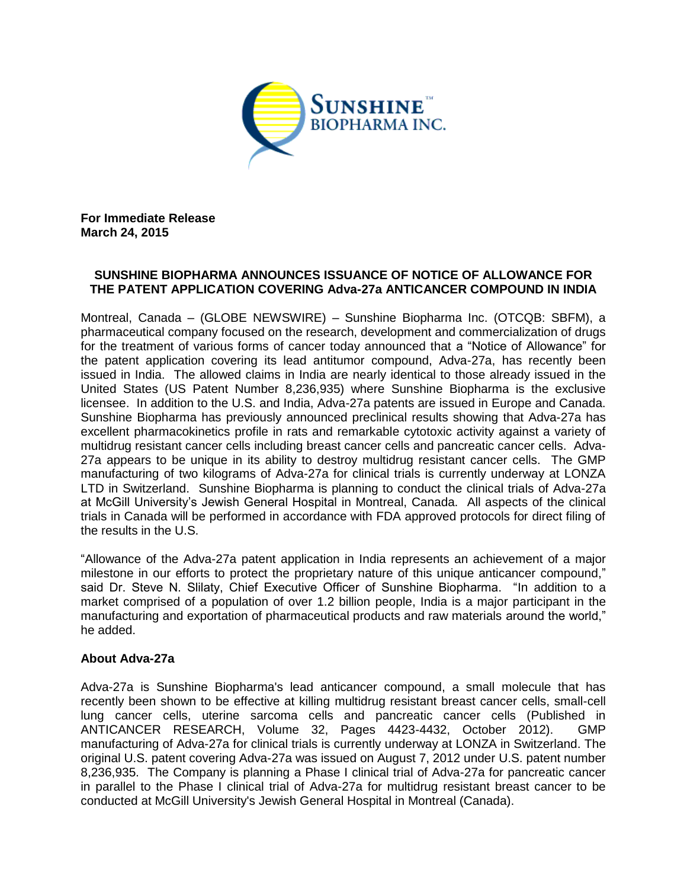**For Immediate Release**
**March 24, 2015**

# SUNSHINE BIOPHARMA ANNOUNCES ISSUANCE OF NOTICE OF ALLOWANCE FOR THE PATENT APPLICATION COVERING Adva-27a ANTICANCER COMPOUND IN INDIA

Montreal, Canada – (GLOBE NEWSWIRE) – Sunshine Biopharma Inc. (OTCQB: SBFM), a pharmaceutical company focused on the research, development and commercialization of drugs for the treatment of various forms of cancer today announced that a "Notice of Allowance" for the patent application covering its lead antitumor compound, Adva-27a, has recently been issued in India. The allowed claims in India are nearly identical to those already issued in the United States (US Patent Number 8,236,935) where Sunshine Biopharma is the exclusive licensee. In addition to the U.S. and India, Adva-27a patents are issued in Europe and Canada. Sunshine Biopharma has previously announced preclinical results showing that Adva-27a has excellent pharmacokinetics profile in rats and remarkable cytotoxic activity against a variety of multidrug resistant cancer cells including breast cancer cells and pancreatic cancer cells. Adva-27a appears to be unique in its ability to destroy multidrug resistant cancer cells. The GMP manufacturing of two kilograms of Adva-27a for clinical trials is currently underway at LONZA LTD in Switzerland. Sunshine Biopharma is planning to conduct the clinical trials of Adva-27a at McGill University's Jewish General Hospital in Montreal, Canada. All aspects of the clinical trials in Canada will be performed in accordance with FDA approved protocols for direct filing of the results in the U.S.

"Allowance of the Adva-27a patent application in India represents an achievement of a major milestone in our efforts to protect the proprietary nature of this unique anticancer compound," said Dr. Steve N. Slilaty, Chief Executive Officer of Sunshine Biopharma. "In addition to a market comprised of a population of over 1.2 billion people, India is a major participant in the manufacturing and exportation of pharmaceutical products and raw materials around the world," he added.

## About Adva-27a

Adva-27a is Sunshine Biopharma's lead anticancer compound, a small molecule that has recently been shown to be effective at killing multidrug resistant breast cancer cells, small-cell lung cancer cells, uterine sarcoma cells and pancreatic cancer cells (Published in ANTICANCER RESEARCH, Volume 32, Pages 4423-4432, October 2012). GMP manufacturing of Adva-27a for clinical trials is currently underway at LONZA in Switzerland. The original U.S. patent covering Adva-27a was issued on August 7, 2012 under U.S. patent number 8,236,935. The Company is planning a Phase I clinical trial of Adva-27a for pancreatic cancer in parallel to the Phase I clinical trial of Adva-27a for multidrug resistant breast cancer to be conducted at McGill University's Jewish General Hospital in Montreal (Canada).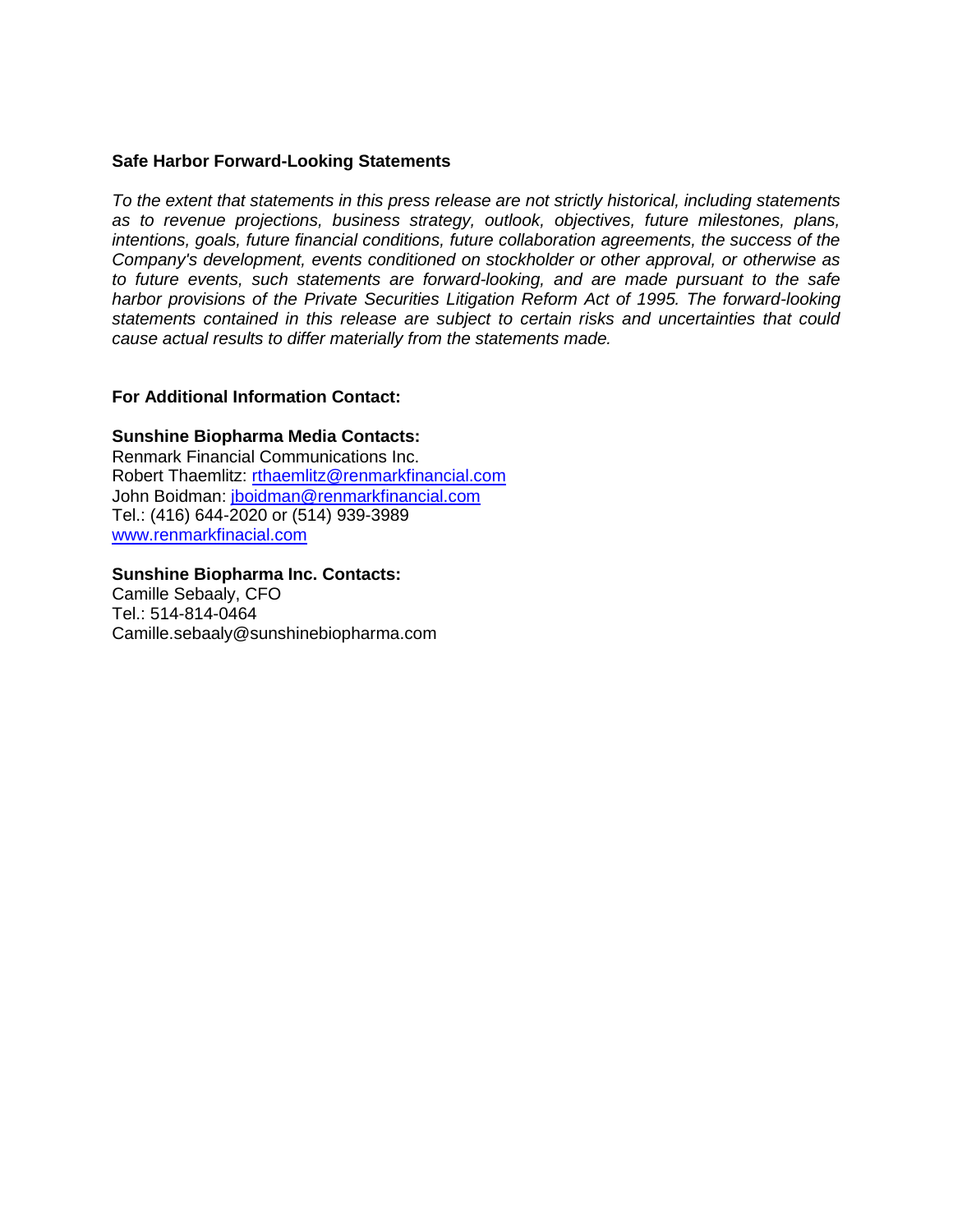**Safe Harbor Forward-Looking Statements**

*To the extent that statements in this press release are not strictly historical, including statements as to revenue projections, business strategy, outlook, objectives, future milestones, plans, intentions, goals, future financial conditions, future collaboration agreements, the success of the Company's development, events conditioned on stockholder or other approval, or otherwise as to future events, such statements are forward-looking, and are made pursuant to the safe harbor provisions of the Private Securities Litigation Reform Act of 1995. The forward-looking statements contained in this release are subject to certain risks and uncertainties that could cause actual results to differ materially from the statements made.*

**For Additional Information Contact:**

**Sunshine Biopharma Media Contacts:**
Renmark Financial Communications Inc.
Robert Thaemlitz: rthaemlitz@renmarkfinancial.com
John Boidman: jboidman@renmarkfinancial.com
Tel.: (416) 644-2020 or (514) 939-3989
www.renmarkfinacial.com

**Sunshine Biopharma Inc. Contacts:**
Camille Sebaaly, CFO
Tel.: 514-814-0464
Camille.sebaaly@sunshinebiopharma.com